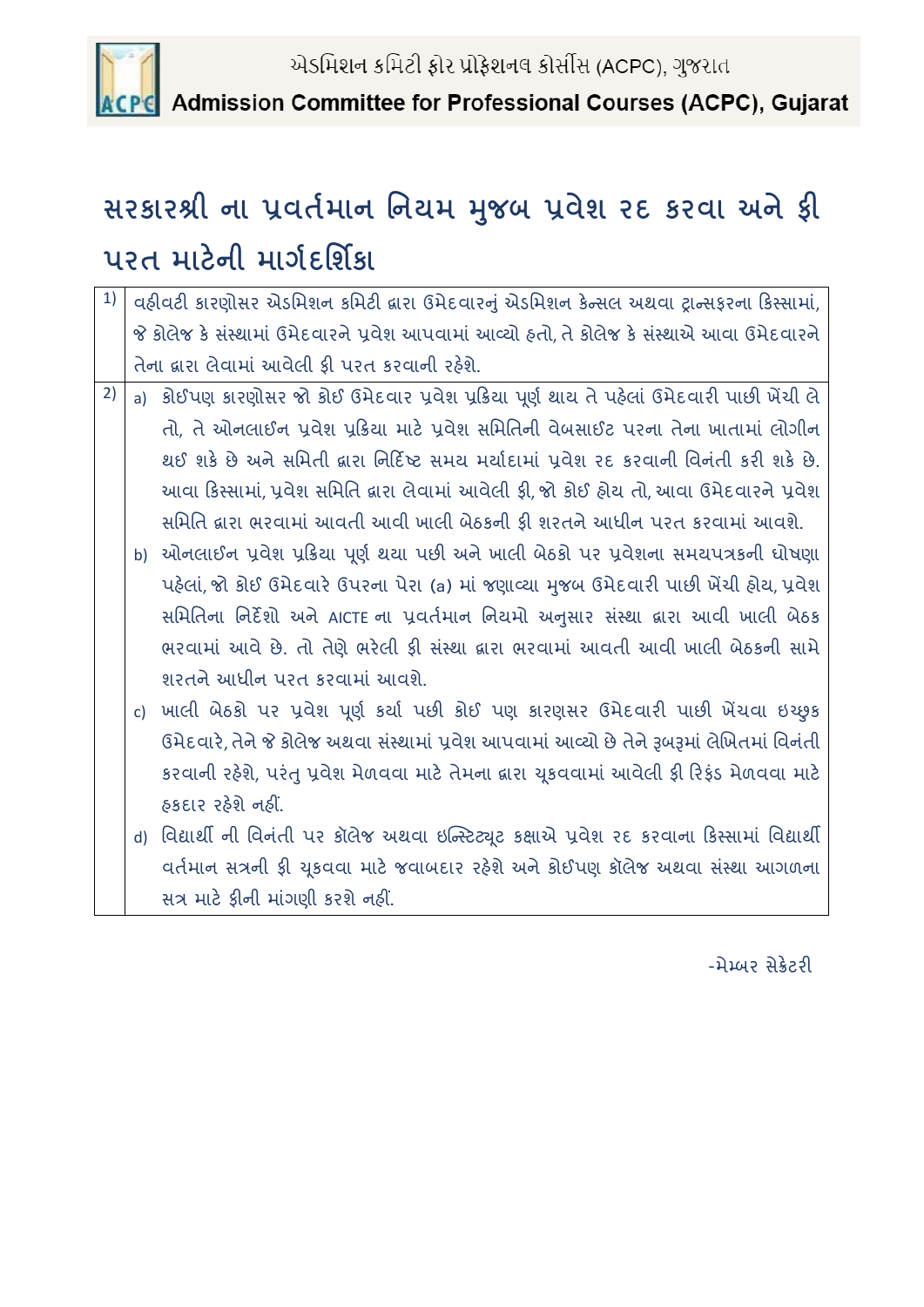એડમિશન કમિટી ફોર પ્રોફેશનલ કોર્સીસ (ACPC), ગુજરાત

**Admission Committee for Professional Courses (ACPC), Gujarat**

# સરકારશ્રી ના પ્રવર્તમાન નિયમ મુજબ પ્રવેશ રદ કરવા અને ફી પરત માટેની માર્ગદર્શિકા

| | |
|---|---|
| 1) | વહીવટી કારણોસર એડમિશન કમિટી દ્વારા ઉમેદવારનું એડમિશન કેન્સલ અથવા ટ્રાન્સફરના કિસ્સામાં, જે કોલેજ કે સંસ્થામાં ઉમેદવારને પ્રવેશ આપવામાં આવ્યો હતો, તે કોલેજ કે સંસ્થાએ આવા ઉમેદવારને તેના દ્વારા લેવામાં આવેલી ફી પરત કરવાની રહેશે. |
| 2) | a) કોઈપણ કારણોસર જો કોઈ ઉમેદવાર પ્રવેશ પ્રક્રિયા પૂર્ણ થાય તે પહેલાં ઉમેદવારી પાછી ખેંચી લે તો, તે ઓનલાઈન પ્રવેશ પ્રક્રિયા માટે પ્રવેશ સમિતિની વેબસાઈટ પરના તેના ખાતામાં લોગીન થઈ શકે છે અને સમિતી દ્વારા નિર્દિષ્ટ સમય મર્યાદામાં પ્રવેશ રદ કરવાની વિનંતી કરી શકે છે. આવા કિસ્સામાં, પ્રવેશ સમિતિ દ્વારા લેવામાં આવેલી ફી, જો કોઈ હોય તો, આવા ઉમેદવારને પ્રવેશ સમિતિ દ્વારા ભરવામાં આવતી આવી ખાલી બેઠકની ફી શરતને આધીન પરત કરવામાં આવશે.<br>b) ઓનલાઈન પ્રવેશ પ્રક્રિયા પૂર્ણ થયા પછી અને ખાલી બેઠકો પર પ્રવેશના સમયપત્રકની ઘોષણા પહેલાં, જો કોઈ ઉમેદવારે ઉપરના પેરા (a) માં જણાવ્યા મુજબ ઉમેદવારી પાછી ખેંચી હોય, પ્રવેશ સમિતિના નિર્દેશો અને AICTE ના પ્રવર્તમાન નિયમો અનુસાર સંસ્થા દ્વારા આવી ખાલી બેઠક ભરવામાં આવે છે. તો તેણે ભરેલી ફી સંસ્થા દ્વારા ભરવામાં આવતી આવી ખાલી બેઠકની સામે શરતને આધીન પરત કરવામાં આવશે.<br>c) ખાલી બેઠકો પર પ્રવેશ પૂર્ણ કર્યા પછી કોઈ પણ કારણસર ઉમેદવારી પાછી ખેંચવા ઇચ્છુક ઉમેદવારે, તેને જે કોલેજ અથવા સંસ્થામાં પ્રવેશ આપવામાં આવ્યો છે તેને રૂબરૂમાં લેખિતમાં વિનંતી કરવાની રહેશે, પરંતુ પ્રવેશ મેળવવા માટે તેમના દ્વારા ચૂકવવામાં આવેલી ફી રિફંડ મેળવવા માટે હકદાર રહેશે નહીં.<br>d) વિદ્યાર્થી ની વિનંતી પર કૉલેજ અથવા ઇન્સ્ટિટ્યૂટ કક્ષાએ પ્રવેશ રદ કરવાના કિસ્સામાં વિદ્યાર્થી વર્તમાન સત્રની ફી ચૂકવવા માટે જવાબદાર રહેશે અને કોઈપણ કૉલેજ અથવા સંસ્થા આગળના સત્ર માટે ફીની માંગણી કરશે નહીં. |

-મેમ્બર સેક્રેટરી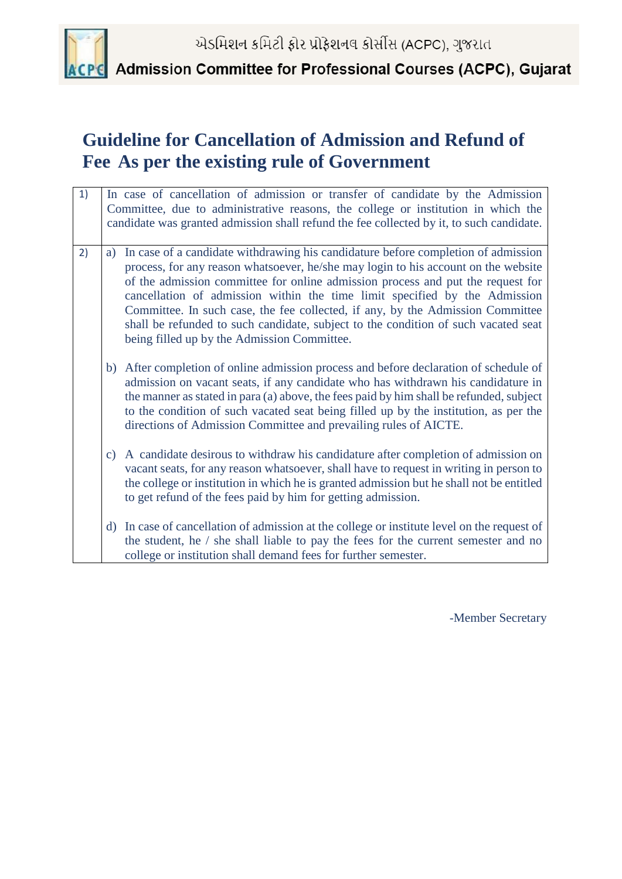ઍડમિશન કમિટી ફોર પ્રોફેશનલ કોર્સીસ (ACPC), ગુજરાત

**Admission Committee for Professional Courses (ACPC), Gujarat**

# Guideline for Cancellation of Admission and Refund of Fee As per the existing rule of Government

| | |
|---|---|
| 1) | In case of cancellation of admission or transfer of candidate by the Admission Committee, due to administrative reasons, the college or institution in which the candidate was granted admission shall refund the fee collected by it, to such candidate. |
| 2) | a) In case of a candidate withdrawing his candidature before completion of admission process, for any reason whatsoever, he/she may login to his account on the website of the admission committee for online admission process and put the request for cancellation of admission within the time limit specified by the Admission Committee. In such case, the fee collected, if any, by the Admission Committee shall be refunded to such candidate, subject to the condition of such vacated seat being filled up by the Admission Committee.<br><br>b) After completion of online admission process and before declaration of schedule of admission on vacant seats, if any candidate who has withdrawn his candidature in the manner as stated in para (a) above, the fees paid by him shall be refunded, subject to the condition of such vacated seat being filled up by the institution, as per the directions of Admission Committee and prevailing rules of AICTE.<br><br>c) A candidate desirous to withdraw his candidature after completion of admission on vacant seats, for any reason whatsoever, shall have to request in writing in person to the college or institution in which he is granted admission but he shall not be entitled to get refund of the fees paid by him for getting admission.<br><br>d) In case of cancellation of admission at the college or institute level on the request of the student, he / she shall liable to pay the fees for the current semester and no college or institution shall demand fees for further semester. |

-Member Secretary